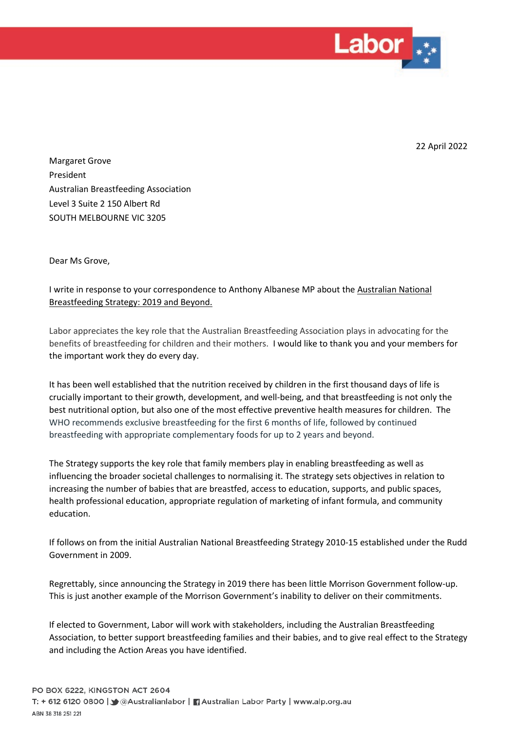22 April 2022

Margaret Grove
President
Australian Breastfeeding Association
Level 3 Suite 2 150 Albert Rd
SOUTH MELBOURNE VIC 3205

Dear Ms Grove,

I write in response to your correspondence to Anthony Albanese MP about the Australian National Breastfeeding Strategy: 2019 and Beyond.

Labor appreciates the key role that the Australian Breastfeeding Association plays in advocating for the benefits of breastfeeding for children and their mothers. I would like to thank you and your members for the important work they do every day.

It has been well established that the nutrition received by children in the first thousand days of life is crucially important to their growth, development, and well-being, and that breastfeeding is not only the best nutritional option, but also one of the most effective preventive health measures for children. The WHO recommends exclusive breastfeeding for the first 6 months of life, followed by continued breastfeeding with appropriate complementary foods for up to 2 years and beyond.

The Strategy supports the key role that family members play in enabling breastfeeding as well as influencing the broader societal challenges to normalising it. The strategy sets objectives in relation to increasing the number of babies that are breastfed, access to education, supports, and public spaces, health professional education, appropriate regulation of marketing of infant formula, and community education.

If follows on from the initial Australian National Breastfeeding Strategy 2010-15 established under the Rudd Government in 2009.

Regrettably, since announcing the Strategy in 2019 there has been little Morrison Government follow-up. This is just another example of the Morrison Government's inability to deliver on their commitments.

If elected to Government, Labor will work with stakeholders, including the Australian Breastfeeding Association, to better support breastfeeding families and their babies, and to give real effect to the Strategy and including the Action Areas you have identified.

PO BOX 6222, KINGSTON ACT 2604
T: + 612 6120 0800 | @Australianlabor | Australian Labor Party | www.alp.org.au
ABN 38 318 251 221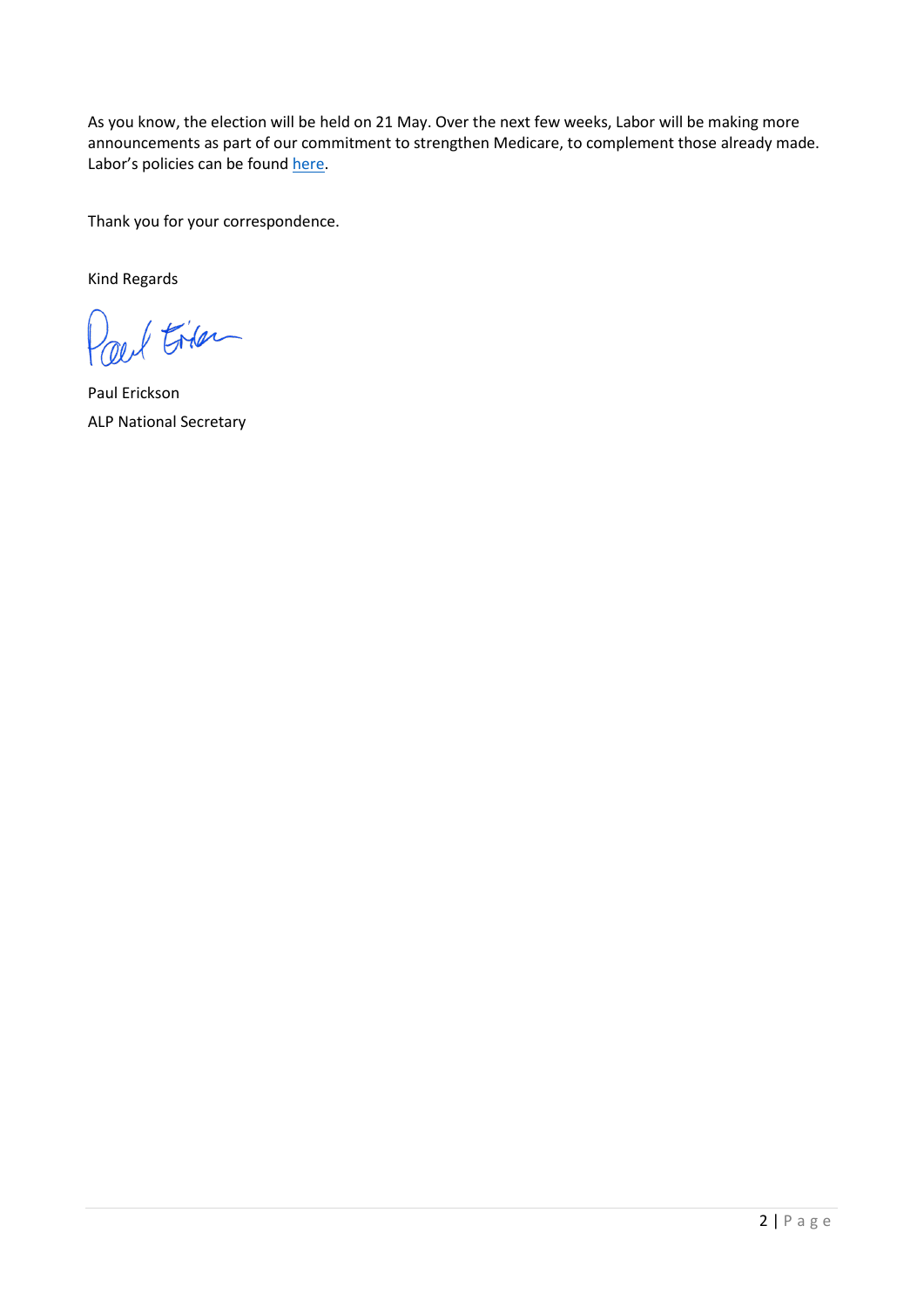As you know, the election will be held on 21 May. Over the next few weeks, Labor will be making more announcements as part of our commitment to strengthen Medicare, to complement those already made. Labor's policies can be found here.

Thank you for your correspondence.

Kind Regards

Paul Erickson
ALP National Secretary